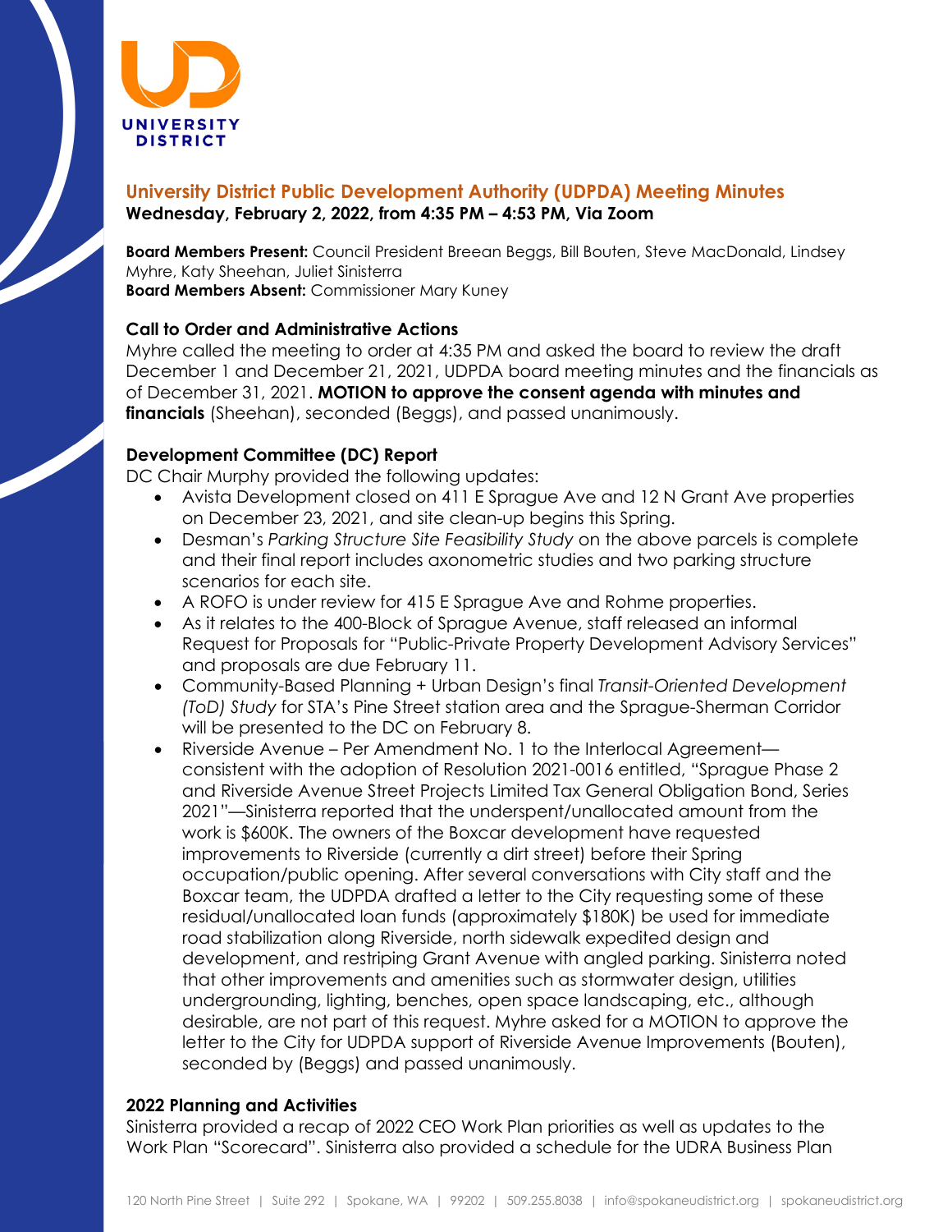UNIVERSITY DISTRICT

## University District Public Development Authority (UDPDA) Meeting Minutes

**Wednesday, February 2, 2022, from 4:35 PM – 4:53 PM, Via Zoom**

**Board Members Present:** Council President Breean Beggs, Bill Bouten, Steve MacDonald, Lindsey Myhre, Katy Sheehan, Juliet Sinisterra
**Board Members Absent:** Commissioner Mary Kuney

### Call to Order and Administrative Actions

Myhre called the meeting to order at 4:35 PM and asked the board to review the draft December 1 and December 21, 2021, UDPDA board meeting minutes and the financials as of December 31, 2021. **MOTION to approve the consent agenda with minutes and financials** (Sheehan), seconded (Beggs), and passed unanimously.

### Development Committee (DC) Report

DC Chair Murphy provided the following updates:

- Avista Development closed on 411 E Sprague Ave and 12 N Grant Ave properties on December 23, 2021, and site clean-up begins this Spring.
- Desman's *Parking Structure Site Feasibility Study* on the above parcels is complete and their final report includes axonometric studies and two parking structure scenarios for each site.
- A ROFO is under review for 415 E Sprague Ave and Rohme properties.
- As it relates to the 400-Block of Sprague Avenue, staff released an informal Request for Proposals for "Public-Private Property Development Advisory Services" and proposals are due February 11.
- Community-Based Planning + Urban Design's final *Transit-Oriented Development (ToD) Study* for STA's Pine Street station area and the Sprague-Sherman Corridor will be presented to the DC on February 8.
- Riverside Avenue – Per Amendment No. 1 to the Interlocal Agreement—consistent with the adoption of Resolution 2021-0016 entitled, "Sprague Phase 2 and Riverside Avenue Street Projects Limited Tax General Obligation Bond, Series 2021"—Sinisterra reported that the underspent/unallocated amount from the work is $600K. The owners of the Boxcar development have requested improvements to Riverside (currently a dirt street) before their Spring occupation/public opening. After several conversations with City staff and the Boxcar team, the UDPDA drafted a letter to the City requesting some of these residual/unallocated loan funds (approximately $180K) be used for immediate road stabilization along Riverside, north sidewalk expedited design and development, and restriping Grant Avenue with angled parking. Sinisterra noted that other improvements and amenities such as stormwater design, utilities undergrounding, lighting, benches, open space landscaping, etc., although desirable, are not part of this request. Myhre asked for a MOTION to approve the letter to the City for UDPDA support of Riverside Avenue Improvements (Bouten), seconded by (Beggs) and passed unanimously.

### 2022 Planning and Activities

Sinisterra provided a recap of 2022 CEO Work Plan priorities as well as updates to the Work Plan "Scorecard". Sinisterra also provided a schedule for the UDRA Business Plan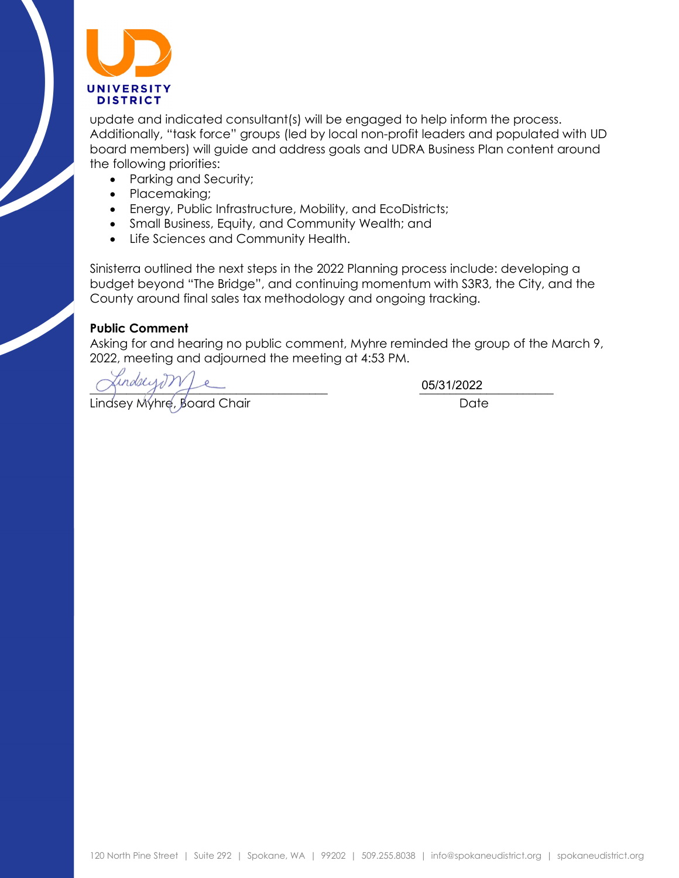update and indicated consultant(s) will be engaged to help inform the process. Additionally, "task force" groups (led by local non-profit leaders and populated with UD board members) will guide and address goals and UDRA Business Plan content around the following priorities:

- Parking and Security;
- Placemaking;
- Energy, Public Infrastructure, Mobility, and EcoDistricts;
- Small Business, Equity, and Community Wealth; and
- Life Sciences and Community Health.

Sinisterra outlined the next steps in the 2022 Planning process include: developing a budget beyond "The Bridge", and continuing momentum with S3R3, the City, and the County around final sales tax methodology and ongoing tracking.

**Public Comment**

Asking for and hearing no public comment, Myhre reminded the group of the March 9, 2022, meeting and adjourned the meeting at 4:53 PM.

\_\_\_\_\_\_\_\_\_\_\_\_\_\_\_\_\_\_\_\_\_\_\_\_\_\_\_\_\_\_\_\_ 05/31/2022

Lindsey Myhre, Board Chair Date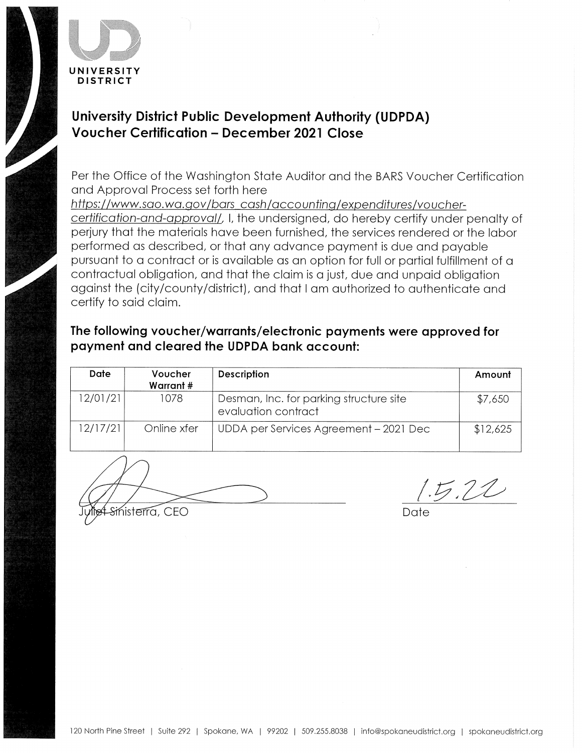UNIVERSITY DISTRICT

# University District Public Development Authority (UDPDA) Voucher Certification – December 2021 Close

Per the Office of the Washington State Auditor and the BARS Voucher Certification and Approval Process set forth here *https://www.sao.wa.gov/bars_cash/accounting/expenditures/voucher-certification-and-approval/*, I, the undersigned, do hereby certify under penalty of perjury that the materials have been furnished, the services rendered or the labor performed as described, or that any advance payment is due and payable pursuant to a contract or is available as an option for full or partial fulfillment of a contractual obligation, and that the claim is a just, due and unpaid obligation against the (city/county/district), and that I am authorized to authenticate and certify to said claim.

## The following voucher/warrants/electronic payments were approved for payment and cleared the UDPDA bank account:

| Date | Voucher Warrant # | Description | Amount |
|---|---|---|---|
| 12/01/21 | 1078 | Desman, Inc. for parking structure site evaluation contract | $7,650 |
| 12/17/21 | Online xfer | UDDA per Services Agreement – 2021 Dec | $12,625 |

Juliet Sinisterra, CEO

1.5.22
Date

120 North Pine Street | Suite 292 | Spokane, WA | 99202 | 509.255.8038 | info@spokaneudistrict.org | spokaneudistrict.org